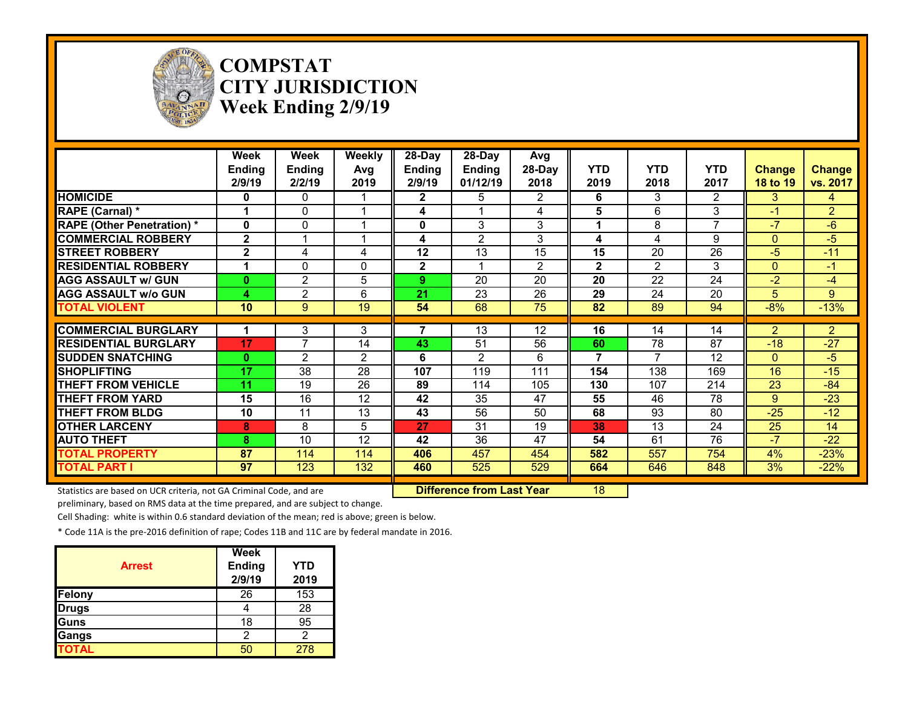# COMPSTAT
# CITY JURISDICTION
# Week Ending 2/9/19

| | Week Ending 2/9/19 | Week Ending 2/2/19 | Weekly Avg 2019 | 28-Day Ending 2/9/19 | 28-Day Ending 01/12/19 | Avg 28-Day 2018 | YTD 2019 | YTD 2018 | YTD 2017 | Change 18 to 19 | Change vs. 2017 |
|---|---|---|---|---|---|---|---|---|---|---|---|
| HOMICIDE | 0 | 0 | 1 | 2 | 5 | 2 | 6 | 3 | 2 | 3 | 4 |
| RAPE (Carnal) * | 1 | 0 | 1 | 4 | 1 | 4 | 5 | 6 | 3 | -1 | 2 |
| RAPE (Other Penetration) * | 0 | 0 | 1 | 0 | 3 | 3 | 1 | 8 | 7 | -7 | -6 |
| COMMERCIAL ROBBERY | 2 | 1 | 1 | 4 | 2 | 3 | 4 | 4 | 9 | 0 | -5 |
| STREET ROBBERY | 2 | 4 | 4 | 12 | 13 | 15 | 15 | 20 | 26 | -5 | -11 |
| RESIDENTIAL ROBBERY | 1 | 0 | 0 | 2 | 1 | 2 | 2 | 2 | 3 | 0 | -1 |
| AGG ASSAULT w/ GUN | 0 | 2 | 5 | 9 | 20 | 20 | 20 | 22 | 24 | -2 | -4 |
| AGG ASSAULT w/o GUN | 4 | 2 | 6 | 21 | 23 | 26 | 29 | 24 | 20 | 5 | 9 |
| TOTAL VIOLENT | 10 | 9 | 19 | 54 | 68 | 75 | 82 | 89 | 94 | -8% | -13% |
| COMMERCIAL BURGLARY | 1 | 3 | 3 | 7 | 13 | 12 | 16 | 14 | 14 | 2 | 2 |
| RESIDENTIAL BURGLARY | 17 | 7 | 14 | 43 | 51 | 56 | 60 | 78 | 87 | -18 | -27 |
| SUDDEN SNATCHING | 0 | 2 | 2 | 6 | 2 | 6 | 7 | 7 | 12 | 0 | -5 |
| SHOPLIFTING | 17 | 38 | 28 | 107 | 119 | 111 | 154 | 138 | 169 | 16 | -15 |
| THEFT FROM VEHICLE | 11 | 19 | 26 | 89 | 114 | 105 | 130 | 107 | 214 | 23 | -84 |
| THEFT FROM YARD | 15 | 16 | 12 | 42 | 35 | 47 | 55 | 46 | 78 | 9 | -23 |
| THEFT FROM BLDG | 10 | 11 | 13 | 43 | 56 | 50 | 68 | 93 | 80 | -25 | -12 |
| OTHER LARCENY | 8 | 8 | 5 | 27 | 31 | 19 | 38 | 13 | 24 | 25 | 14 |
| AUTO THEFT | 8 | 10 | 12 | 42 | 36 | 47 | 54 | 61 | 76 | -7 | -22 |
| TOTAL PROPERTY | 87 | 114 | 114 | 406 | 457 | 454 | 582 | 557 | 754 | 4% | -23% |
| TOTAL PART I | 97 | 123 | 132 | 460 | 525 | 529 | 664 | 646 | 848 | 3% | -22% |

**Difference from Last Year** 18

Statistics are based on UCR criteria, not GA Criminal Code, and are preliminary, based on RMS data at the time prepared, and are subject to change.

Cell Shading: white is within 0.6 standard deviation of the mean; red is above; green is below.

* Code 11A is the pre-2016 definition of rape; Codes 11B and 11C are by federal mandate in 2016.

| Arrest | Week Ending 2/9/19 | YTD 2019 |
|---|---|---|
| Felony | 26 | 153 |
| Drugs | 4 | 28 |
| Guns | 18 | 95 |
| Gangs | 2 | 2 |
| TOTAL | 50 | 278 |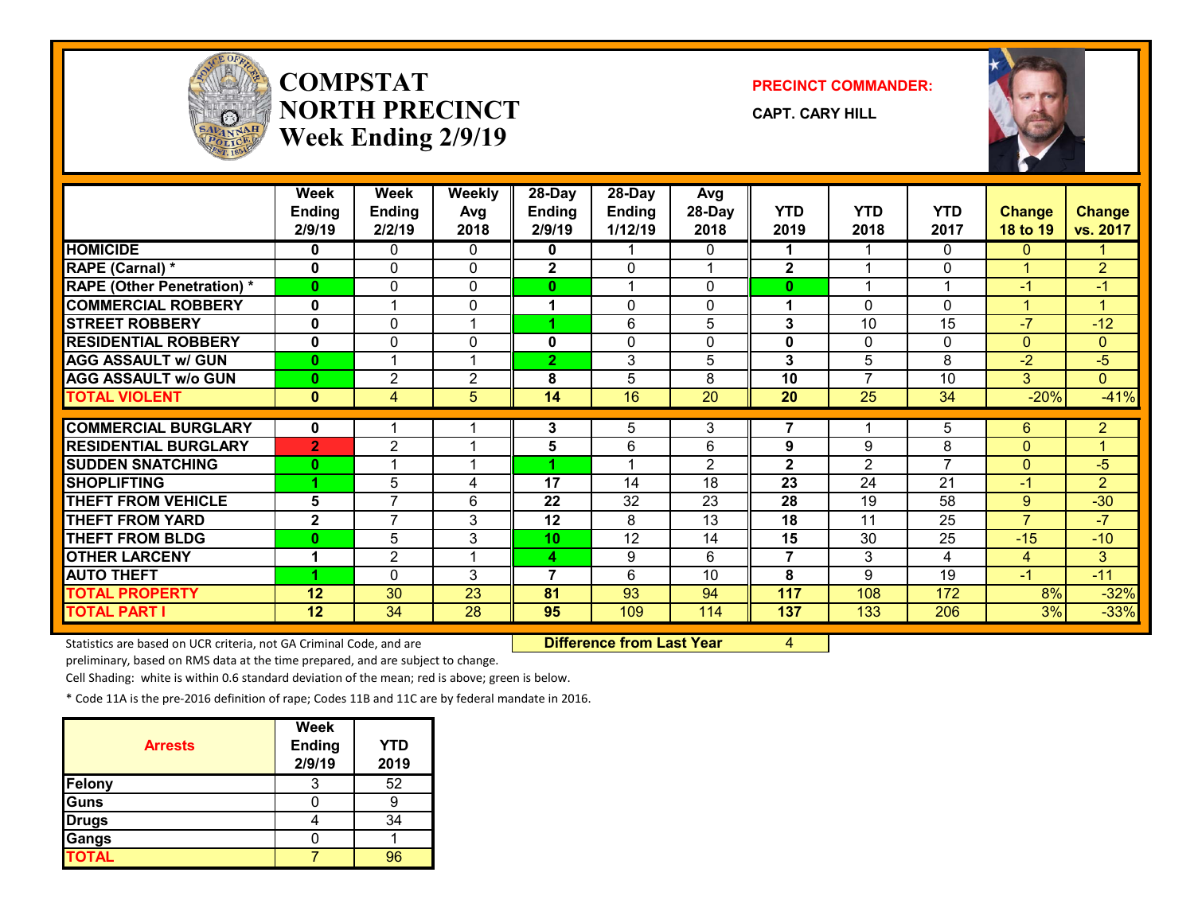# COMPSTAT NORTH PRECINCT Week Ending 2/9/19

**PRECINCT COMMANDER:**

**CAPT. CARY HILL**

| | Week Ending 2/9/19 | Week Ending 2/2/19 | Weekly Avg 2018 | 28-Day Ending 2/9/19 | 28-Day Ending 1/12/19 | Avg 28-Day 2018 | YTD 2019 | YTD 2018 | YTD 2017 | Change 18 to 19 | Change vs. 2017 |
|---|---|---|---|---|---|---|---|---|---|---|---|
| HOMICIDE | 0 | 0 | 0 | 0 | 1 | 0 | 1 | 1 | 0 | 0 | 1 |
| RAPE (Carnal) * | 0 | 0 | 0 | 2 | 0 | 1 | 2 | 1 | 0 | 1 | 2 |
| RAPE (Other Penetration) * | 0 | 0 | 0 | 0 | 1 | 0 | 0 | 1 | 1 | -1 | -1 |
| COMMERCIAL ROBBERY | 0 | 1 | 0 | 1 | 0 | 0 | 1 | 0 | 0 | 1 | 1 |
| STREET ROBBERY | 0 | 0 | 1 | 1 | 6 | 5 | 3 | 10 | 15 | -7 | -12 |
| RESIDENTIAL ROBBERY | 0 | 0 | 0 | 0 | 0 | 0 | 0 | 0 | 0 | 0 | 0 |
| AGG ASSAULT w/ GUN | 0 | 1 | 1 | 2 | 3 | 5 | 3 | 5 | 8 | -2 | -5 |
| AGG ASSAULT w/o GUN | 0 | 2 | 2 | 8 | 5 | 8 | 10 | 7 | 10 | 3 | 0 |
| TOTAL VIOLENT | 0 | 4 | 5 | 14 | 16 | 20 | 20 | 25 | 34 | -20% | -41% |
| COMMERCIAL BURGLARY | 0 | 1 | 1 | 3 | 5 | 3 | 7 | 1 | 5 | 6 | 2 |
| RESIDENTIAL BURGLARY | 2 | 2 | 1 | 5 | 6 | 6 | 9 | 9 | 8 | 0 | 1 |
| SUDDEN SNATCHING | 0 | 1 | 1 | 1 | 1 | 2 | 2 | 2 | 7 | 0 | -5 |
| SHOPLIFTING | 1 | 5 | 4 | 17 | 14 | 18 | 23 | 24 | 21 | -1 | 2 |
| THEFT FROM VEHICLE | 5 | 7 | 6 | 22 | 32 | 23 | 28 | 19 | 58 | 9 | -30 |
| THEFT FROM YARD | 2 | 7 | 3 | 12 | 8 | 13 | 18 | 11 | 25 | 7 | -7 |
| THEFT FROM BLDG | 0 | 5 | 3 | 10 | 12 | 14 | 15 | 30 | 25 | -15 | -10 |
| OTHER LARCENY | 1 | 2 | 1 | 4 | 9 | 6 | 7 | 3 | 4 | 4 | 3 |
| AUTO THEFT | 1 | 0 | 3 | 7 | 6 | 10 | 8 | 9 | 19 | -1 | -11 |
| TOTAL PROPERTY | 12 | 30 | 23 | 81 | 93 | 94 | 117 | 108 | 172 | 8% | -32% |
| TOTAL PART I | 12 | 34 | 28 | 95 | 109 | 114 | 137 | 133 | 206 | 3% | -33% |

Statistics are based on UCR criteria, not GA Criminal Code, and are preliminary, based on RMS data at the time prepared, and are subject to change.

**Difference from Last Year** 4

Cell Shading: white is within 0.6 standard deviation of the mean; red is above; green is below.

* Code 11A is the pre-2016 definition of rape; Codes 11B and 11C are by federal mandate in 2016.

| Arrests | Week Ending 2/9/19 | YTD 2019 |
|---|---|---|
| Felony | 3 | 52 |
| Guns | 0 | 9 |
| Drugs | 4 | 34 |
| Gangs | 0 | 1 |
| TOTAL | 7 | 96 |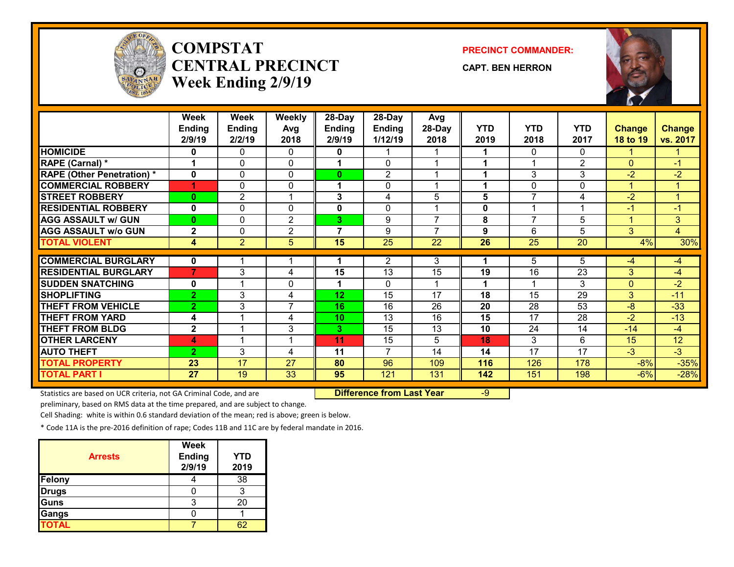# COMPSTAT CENTRAL PRECINCT
## Week Ending 2/9/19

**PRECINCT COMMANDER:**

**CAPT. BEN HERRON**

| | Week Ending 2/9/19 | Week Ending 2/2/19 | Weekly Avg 2018 | 28-Day Ending 2/9/19 | 28-Day Ending 1/12/19 | Avg 28-Day 2018 | YTD 2019 | YTD 2018 | YTD 2017 | Change 18 to 19 | Change vs. 2017 |
|---|---|---|---|---|---|---|---|---|---|---|---|
| HOMICIDE | 0 | 0 | 0 | 0 | 1 | 1 | 1 | 0 | 0 | 1 | 1 |
| RAPE (Carnal) * | 1 | 0 | 0 | 1 | 0 | 1 | 1 | 1 | 2 | 0 | -1 |
| RAPE (Other Penetration) * | 0 | 0 | 0 | 0 | 2 | 1 | 1 | 3 | 3 | -2 | -2 |
| COMMERCIAL ROBBERY | 1 | 0 | 0 | 1 | 0 | 1 | 1 | 0 | 0 | 1 | 1 |
| STREET ROBBERY | 0 | 2 | 1 | 3 | 4 | 5 | 5 | 7 | 4 | -2 | 1 |
| RESIDENTIAL ROBBERY | 0 | 0 | 0 | 0 | 0 | 1 | 0 | 1 | 1 | -1 | -1 |
| AGG ASSAULT w/ GUN | 0 | 0 | 2 | 3 | 9 | 7 | 8 | 7 | 5 | 1 | 3 |
| AGG ASSAULT w/o GUN | 2 | 0 | 2 | 7 | 9 | 7 | 9 | 6 | 5 | 3 | 4 |
| TOTAL VIOLENT | 4 | 2 | 5 | 15 | 25 | 22 | 26 | 25 | 20 | 4% | 30% |
| COMMERCIAL BURGLARY | 0 | 1 | 1 | 1 | 2 | 3 | 1 | 5 | 5 | -4 | -4 |
| RESIDENTIAL BURGLARY | 7 | 3 | 4 | 15 | 13 | 15 | 19 | 16 | 23 | 3 | -4 |
| SUDDEN SNATCHING | 0 | 1 | 0 | 1 | 0 | 1 | 1 | 1 | 3 | 0 | -2 |
| SHOPLIFTING | 2 | 3 | 4 | 12 | 15 | 17 | 18 | 15 | 29 | 3 | -11 |
| THEFT FROM VEHICLE | 2 | 3 | 7 | 16 | 16 | 26 | 20 | 28 | 53 | -8 | -33 |
| THEFT FROM YARD | 4 | 1 | 4 | 10 | 13 | 16 | 15 | 17 | 28 | -2 | -13 |
| THEFT FROM BLDG | 2 | 1 | 3 | 3 | 15 | 13 | 10 | 24 | 14 | -14 | -4 |
| OTHER LARCENY | 4 | 1 | 1 | 11 | 15 | 5 | 18 | 3 | 6 | 15 | 12 |
| AUTO THEFT | 2 | 3 | 4 | 11 | 7 | 14 | 14 | 17 | 17 | -3 | -3 |
| TOTAL PROPERTY | 23 | 17 | 27 | 80 | 96 | 109 | 116 | 126 | 178 | -8% | -35% |
| TOTAL PART I | 27 | 19 | 33 | 95 | 121 | 131 | 142 | 151 | 198 | -6% | -28% |

**Difference from Last Year** -9

Statistics are based on UCR criteria, not GA Criminal Code, and are preliminary, based on RMS data at the time prepared, and are subject to change.

Cell Shading: white is within 0.6 standard deviation of the mean; red is above; green is below.

* Code 11A is the pre-2016 definition of rape; Codes 11B and 11C are by federal mandate in 2016.

| Arrests | Week Ending 2/9/19 | YTD 2019 |
|---|---|---|
| Felony | 4 | 38 |
| Drugs | 0 | 3 |
| Guns | 3 | 20 |
| Gangs | 0 | 1 |
| TOTAL | 7 | 62 |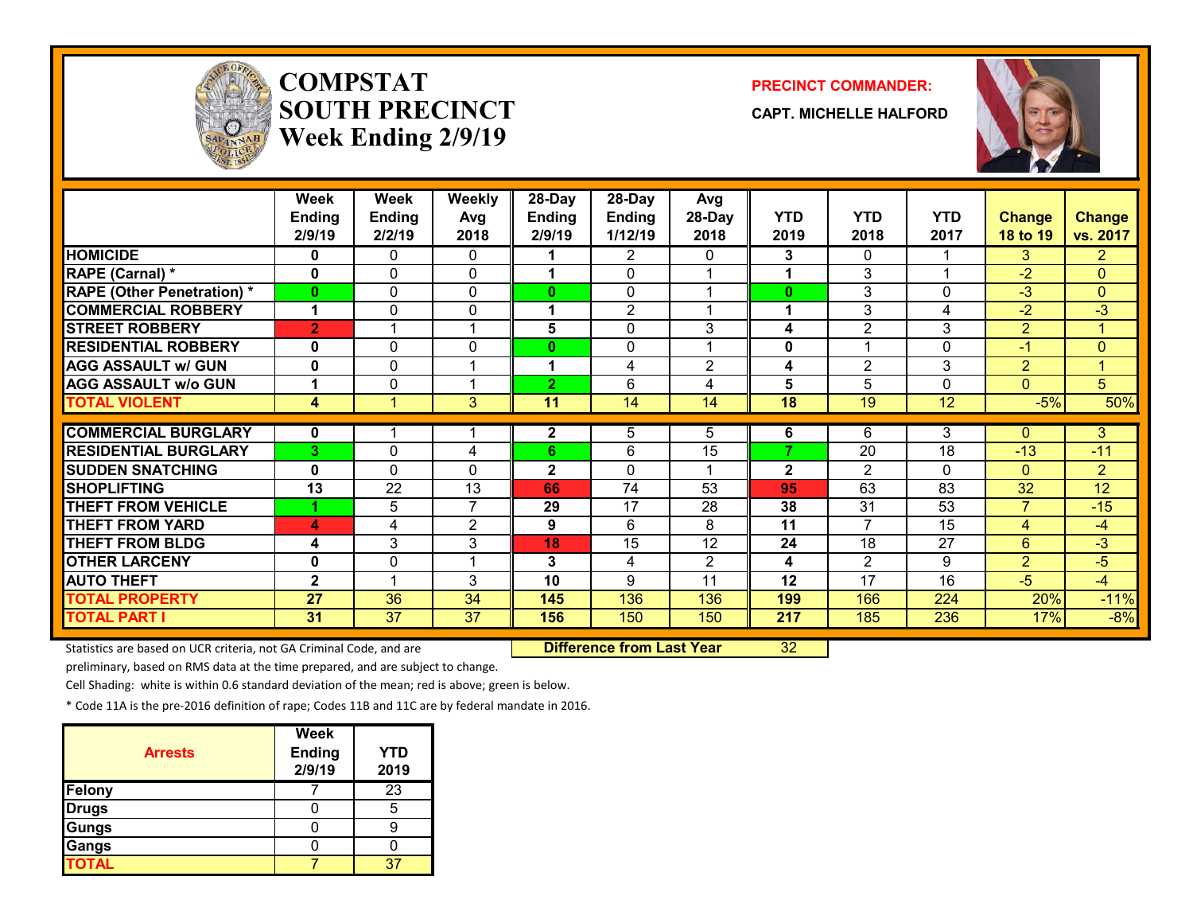# COMPSTAT SOUTH PRECINCT Week Ending 2/9/19

**PRECINCT COMMANDER:**

**CAPT. MICHELLE HALFORD**

| | Week Ending 2/9/19 | Week Ending 2/2/19 | Weekly Avg 2018 | 28-Day Ending 2/9/19 | 28-Day Ending 1/12/19 | Avg 28-Day 2018 | YTD 2019 | YTD 2018 | YTD 2017 | Change 18 to 19 | Change vs. 2017 |
|---|---|---|---|---|---|---|---|---|---|---|---|
| HOMICIDE | 0 | 0 | 0 | 1 | 2 | 0 | 3 | 0 | 1 | 3 | 2 |
| RAPE (Carnal) * | 0 | 0 | 0 | 1 | 0 | 1 | 1 | 3 | 1 | -2 | 0 |
| RAPE (Other Penetration) * | 0 | 0 | 0 | 0 | 0 | 1 | 0 | 3 | 0 | -3 | 0 |
| COMMERCIAL ROBBERY | 1 | 0 | 0 | 1 | 2 | 1 | 1 | 3 | 4 | -2 | -3 |
| STREET ROBBERY | 2 | 1 | 1 | 5 | 0 | 3 | 4 | 2 | 3 | 2 | 1 |
| RESIDENTIAL ROBBERY | 0 | 0 | 0 | 0 | 0 | 1 | 0 | 1 | 0 | -1 | 0 |
| AGG ASSAULT w/ GUN | 0 | 0 | 1 | 1 | 4 | 2 | 4 | 2 | 3 | 2 | 1 |
| AGG ASSAULT w/o GUN | 1 | 0 | 1 | 2 | 6 | 4 | 5 | 5 | 0 | 0 | 5 |
| TOTAL VIOLENT | 4 | 1 | 3 | 11 | 14 | 14 | 18 | 19 | 12 | -5% | 50% |
| COMMERCIAL BURGLARY | 0 | 1 | 1 | 2 | 5 | 5 | 6 | 6 | 3 | 0 | 3 |
| RESIDENTIAL BURGLARY | 3 | 0 | 4 | 6 | 6 | 15 | 7 | 20 | 18 | -13 | -11 |
| SUDDEN SNATCHING | 0 | 0 | 0 | 2 | 0 | 1 | 2 | 2 | 0 | 0 | 2 |
| SHOPLIFTING | 13 | 22 | 13 | 66 | 74 | 53 | 95 | 63 | 83 | 32 | 12 |
| THEFT FROM VEHICLE | 1 | 5 | 7 | 29 | 17 | 28 | 38 | 31 | 53 | 7 | -15 |
| THEFT FROM YARD | 4 | 4 | 2 | 9 | 6 | 8 | 11 | 7 | 15 | 4 | -4 |
| THEFT FROM BLDG | 4 | 3 | 3 | 18 | 15 | 12 | 24 | 18 | 27 | 6 | -3 |
| OTHER LARCENY | 0 | 0 | 1 | 3 | 4 | 2 | 4 | 2 | 9 | 2 | -5 |
| AUTO THEFT | 2 | 1 | 3 | 10 | 9 | 11 | 12 | 17 | 16 | -5 | -4 |
| TOTAL PROPERTY | 27 | 36 | 34 | 145 | 136 | 136 | 199 | 166 | 224 | 20% | -11% |
| TOTAL PART I | 31 | 37 | 37 | 156 | 150 | 150 | 217 | 185 | 236 | 17% | -8% |

**Difference from Last Year** 32

Statistics are based on UCR criteria, not GA Criminal Code, and are preliminary, based on RMS data at the time prepared, and are subject to change.

Cell Shading: white is within 0.6 standard deviation of the mean; red is above; green is below.

* Code 11A is the pre-2016 definition of rape; Codes 11B and 11C are by federal mandate in 2016.

| Arrests | Week Ending 2/9/19 | YTD 2019 |
|---|---|---|
| Felony | 7 | 23 |
| Drugs | 0 | 5 |
| Gungs | 0 | 9 |
| Gangs | 0 | 0 |
| TOTAL | 7 | 37 |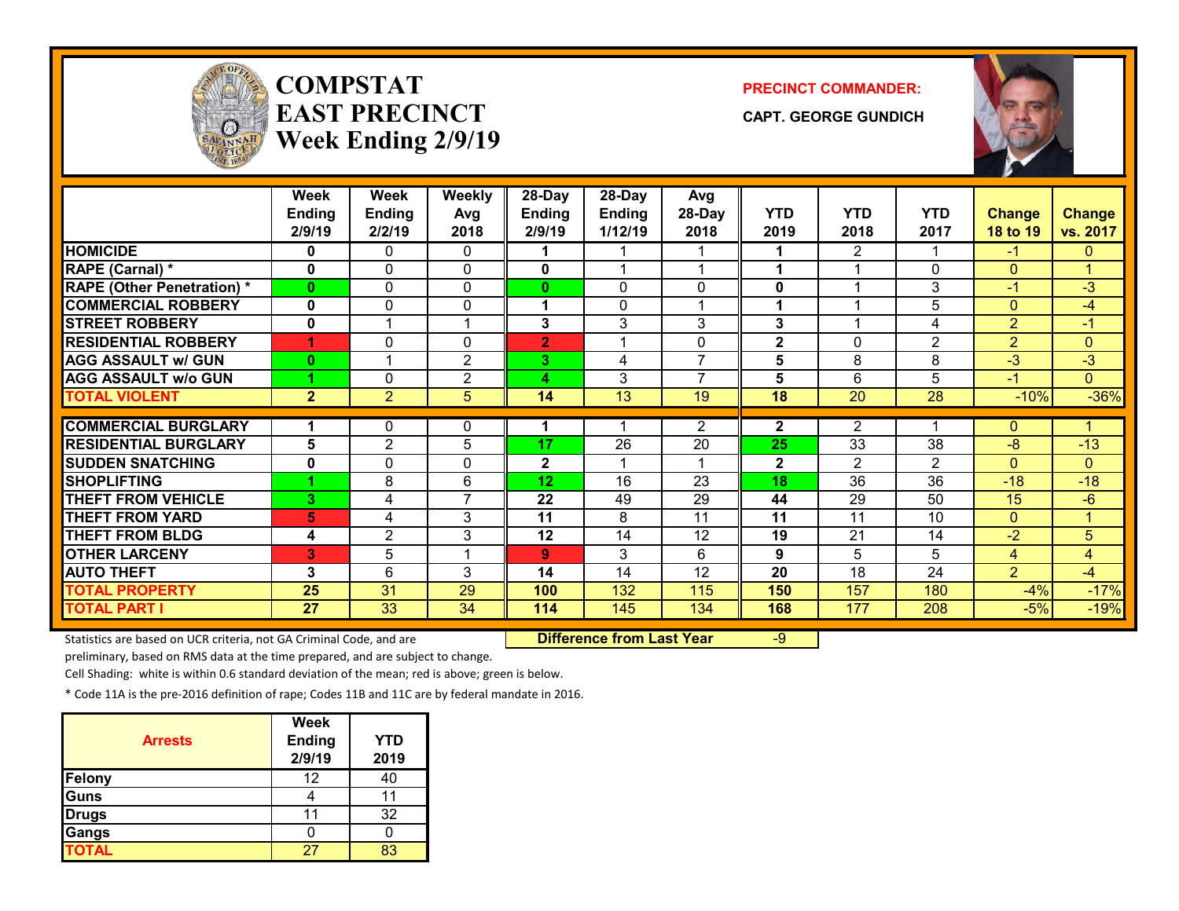# COMPSTAT EAST PRECINCT Week Ending 2/9/19

**PRECINCT COMMANDER:**

**CAPT. GEORGE GUNDICH**

| | Week Ending 2/9/19 | Week Ending 2/2/19 | Weekly Avg 2018 | 28-Day Ending 2/9/19 | 28-Day Ending 1/12/19 | Avg 28-Day 2018 | YTD 2019 | YTD 2018 | YTD 2017 | Change 18 to 19 | Change vs. 2017 |
|---|---|---|---|---|---|---|---|---|---|---|---|
| HOMICIDE | 0 | 0 | 0 | 1 | 1 | 1 | 1 | 2 | 1 | -1 | 0 |
| RAPE (Carnal) * | 0 | 0 | 0 | 0 | 1 | 1 | 1 | 1 | 0 | 0 | 1 |
| RAPE (Other Penetration) * | 0 | 0 | 0 | 0 | 0 | 0 | 0 | 1 | 3 | -1 | -3 |
| COMMERCIAL ROBBERY | 0 | 0 | 0 | 1 | 0 | 1 | 1 | 1 | 5 | 0 | -4 |
| STREET ROBBERY | 0 | 1 | 1 | 3 | 3 | 3 | 3 | 1 | 4 | 2 | -1 |
| RESIDENTIAL ROBBERY | 1 | 0 | 0 | 2 | 1 | 0 | 2 | 0 | 2 | 2 | 0 |
| AGG ASSAULT w/ GUN | 0 | 1 | 2 | 3 | 4 | 7 | 5 | 8 | 8 | -3 | -3 |
| AGG ASSAULT w/o GUN | 1 | 0 | 2 | 4 | 3 | 7 | 5 | 6 | 5 | -1 | 0 |
| TOTAL VIOLENT | 2 | 2 | 5 | 14 | 13 | 19 | 18 | 20 | 28 | -10% | -36% |
| COMMERCIAL BURGLARY | 1 | 0 | 0 | 1 | 1 | 2 | 2 | 2 | 1 | 0 | 1 |
| RESIDENTIAL BURGLARY | 5 | 2 | 5 | 17 | 26 | 20 | 25 | 33 | 38 | -8 | -13 |
| SUDDEN SNATCHING | 0 | 0 | 0 | 2 | 1 | 1 | 2 | 2 | 2 | 0 | 0 |
| SHOPLIFTING | 1 | 8 | 6 | 12 | 16 | 23 | 18 | 36 | 36 | -18 | -18 |
| THEFT FROM VEHICLE | 3 | 4 | 7 | 22 | 49 | 29 | 44 | 29 | 50 | 15 | -6 |
| THEFT FROM YARD | 5 | 4 | 3 | 11 | 8 | 11 | 11 | 11 | 10 | 0 | 1 |
| THEFT FROM BLDG | 4 | 2 | 3 | 12 | 14 | 12 | 19 | 21 | 14 | -2 | 5 |
| OTHER LARCENY | 3 | 5 | 1 | 9 | 3 | 6 | 9 | 5 | 5 | 4 | 4 |
| AUTO THEFT | 3 | 6 | 3 | 14 | 14 | 12 | 20 | 18 | 24 | 2 | -4 |
| TOTAL PROPERTY | 25 | 31 | 29 | 100 | 132 | 115 | 150 | 157 | 180 | -4% | -17% |
| TOTAL PART I | 27 | 33 | 34 | 114 | 145 | 134 | 168 | 177 | 208 | -5% | -19% |

**Difference from Last Year** -9

Statistics are based on UCR criteria, not GA Criminal Code, and are preliminary, based on RMS data at the time prepared, and are subject to change.

Cell Shading: white is within 0.6 standard deviation of the mean; red is above; green is below.

* Code 11A is the pre-2016 definition of rape; Codes 11B and 11C are by federal mandate in 2016.

| Arrests | Week Ending 2/9/19 | YTD 2019 |
|---|---|---|
| Felony | 12 | 40 |
| Guns | 4 | 11 |
| Drugs | 11 | 32 |
| Gangs | 0 | 0 |
| TOTAL | 27 | 83 |